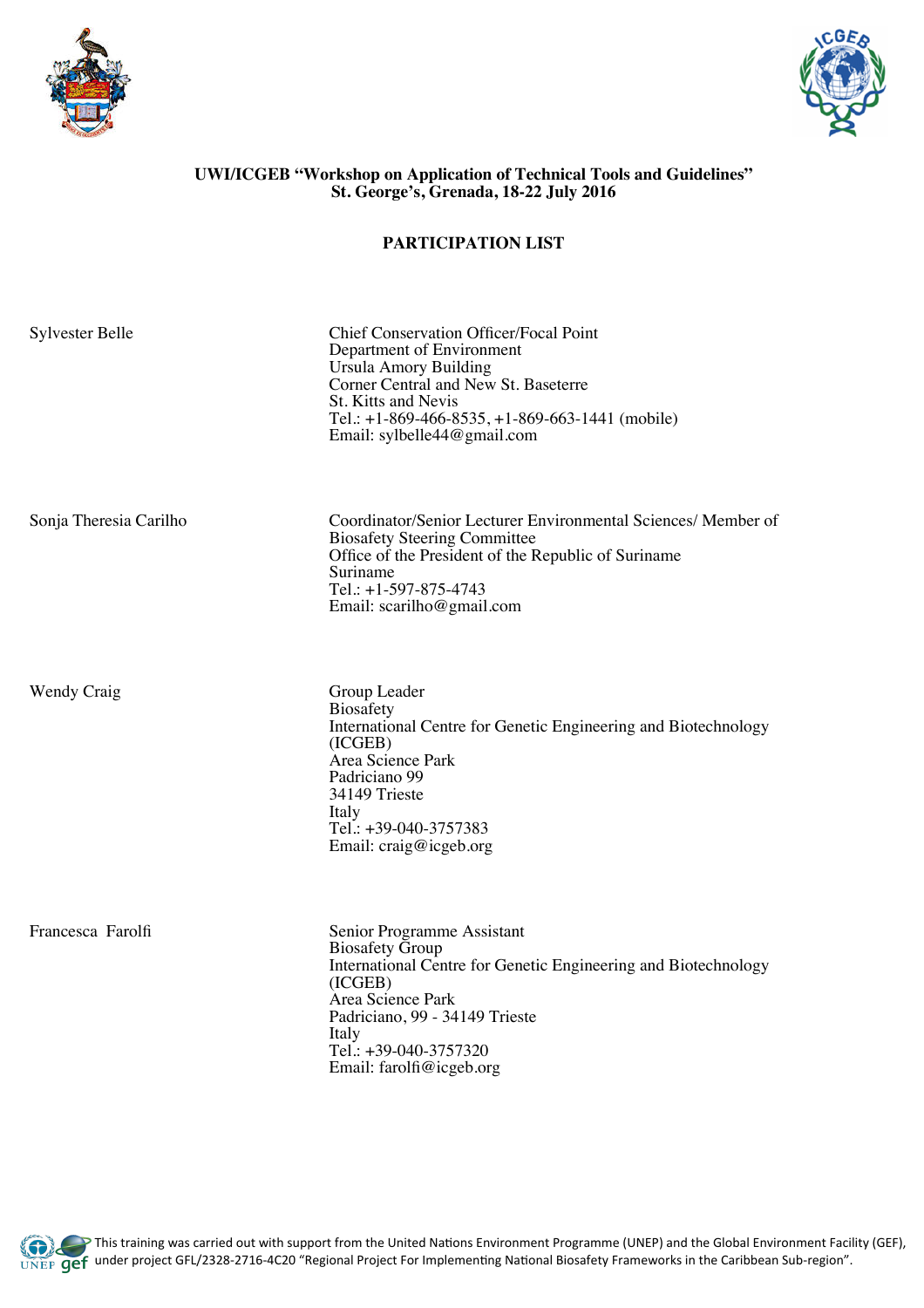**UWI/ICGEB "Workshop on Application of Technical Tools and Guidelines"**
**St. George's, Grenada, 18-22 July 2016**

# PARTICIPATION LIST

| | |
|---|---|
| Sylvester Belle | Chief Conservation Officer/Focal Point<br>Department of Environment<br>Ursula Amory Building<br>Corner Central and New St. Baseterre<br>St. Kitts and Nevis<br>Tel.: +1-869-466-8535, +1-869-663-1441 (mobile)<br>Email: sylbelle44@gmail.com |
| Sonja Theresia Carilho | Coordinator/Senior Lecturer Environmental Sciences/ Member of Biosafety Steering Committee<br>Office of the President of the Republic of Suriname<br>Suriname<br>Tel.: +1-597-875-4743<br>Email: scarilho@gmail.com |
| Wendy Craig | Group Leader<br>Biosafety<br>International Centre for Genetic Engineering and Biotechnology (ICGEB)<br>Area Science Park<br>Padriciano 99<br>34149 Trieste<br>Italy<br>Tel.: +39-040-3757383<br>Email: craig@icgeb.org |
| Francesca Farolfi | Senior Programme Assistant<br>Biosafety Group<br>International Centre for Genetic Engineering and Biotechnology (ICGEB)<br>Area Science Park<br>Padriciano, 99 - 34149 Trieste<br>Italy<br>Tel.: +39-040-3757320<br>Email: farolfi@icgeb.org |

This training was carried out with support from the United Nations Environment Programme (UNEP) and the Global Environment Facility (GEF), under project GFL/2328-2716-4C20 "Regional Project For Implementing National Biosafety Frameworks in the Caribbean Sub-region".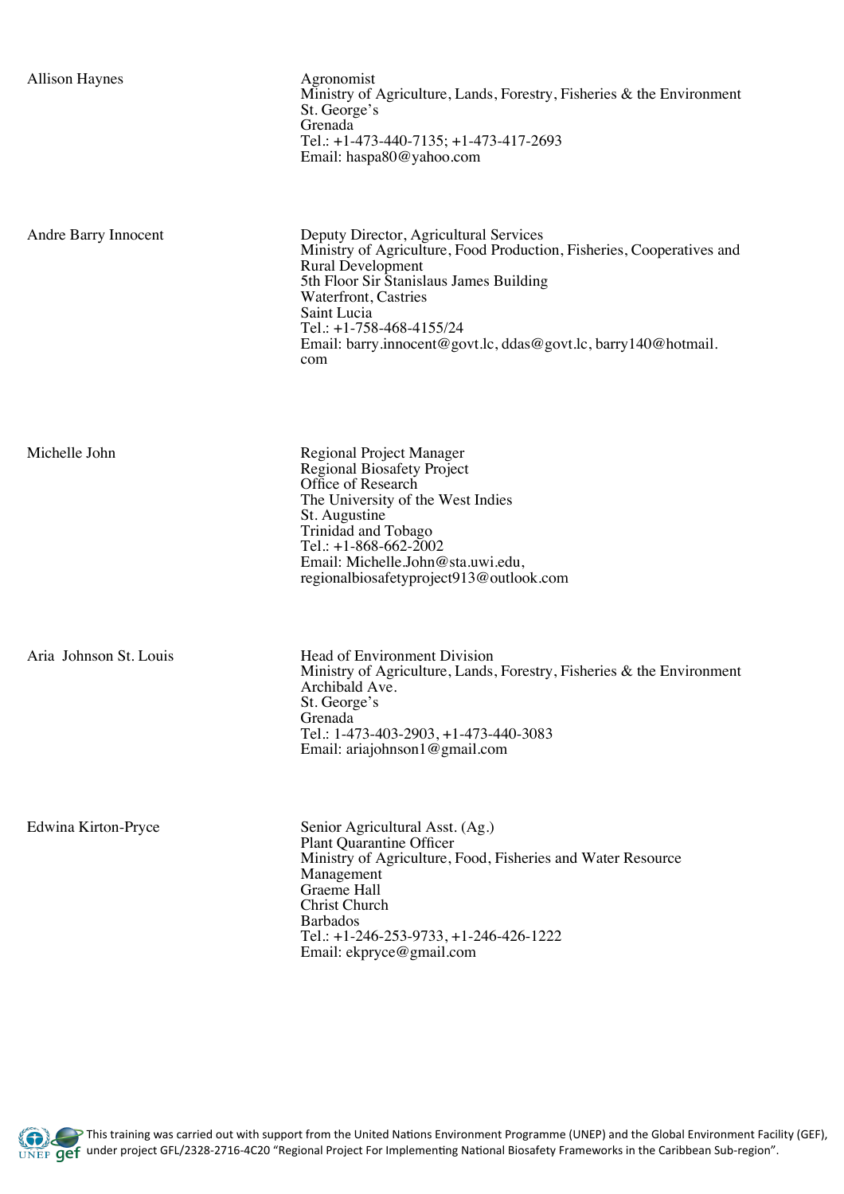| | |
|---|---|
| Allison Haynes | Agronomist<br>Ministry of Agriculture, Lands, Forestry, Fisheries & the Environment<br>St. George's<br>Grenada<br>Tel.: +1-473-440-7135; +1-473-417-2693<br>Email: haspa80@yahoo.com |
| Andre Barry Innocent | Deputy Director, Agricultural Services<br>Ministry of Agriculture, Food Production, Fisheries, Cooperatives and Rural Development<br>5th Floor Sir Stanislaus James Building<br>Waterfront, Castries<br>Saint Lucia<br>Tel.: +1-758-468-4155/24<br>Email: barry.innocent@govt.lc, ddas@govt.lc, barry140@hotmail.com |
| Michelle John | Regional Project Manager<br>Regional Biosafety Project<br>Office of Research<br>The University of the West Indies<br>St. Augustine<br>Trinidad and Tobago<br>Tel.: +1-868-662-2002<br>Email: Michelle.John@sta.uwi.edu, regionalbiosafetyproject913@outlook.com |
| Aria Johnson St. Louis | Head of Environment Division<br>Ministry of Agriculture, Lands, Forestry, Fisheries & the Environment<br>Archibald Ave.<br>St. George's<br>Grenada<br>Tel.: 1-473-403-2903, +1-473-440-3083<br>Email: ariajohnson1@gmail.com |
| Edwina Kirton-Pryce | Senior Agricultural Asst. (Ag.)<br>Plant Quarantine Officer<br>Ministry of Agriculture, Food, Fisheries and Water Resource Management<br>Graeme Hall<br>Christ Church<br>Barbados<br>Tel.: +1-246-253-9733, +1-246-426-1222<br>Email: ekpryce@gmail.com |

This training was carried out with support from the United Nations Environment Programme (UNEP) and the Global Environment Facility (GEF), under project GFL/2328-2716-4C20 "Regional Project For Implementing National Biosafety Frameworks in the Caribbean Sub-region".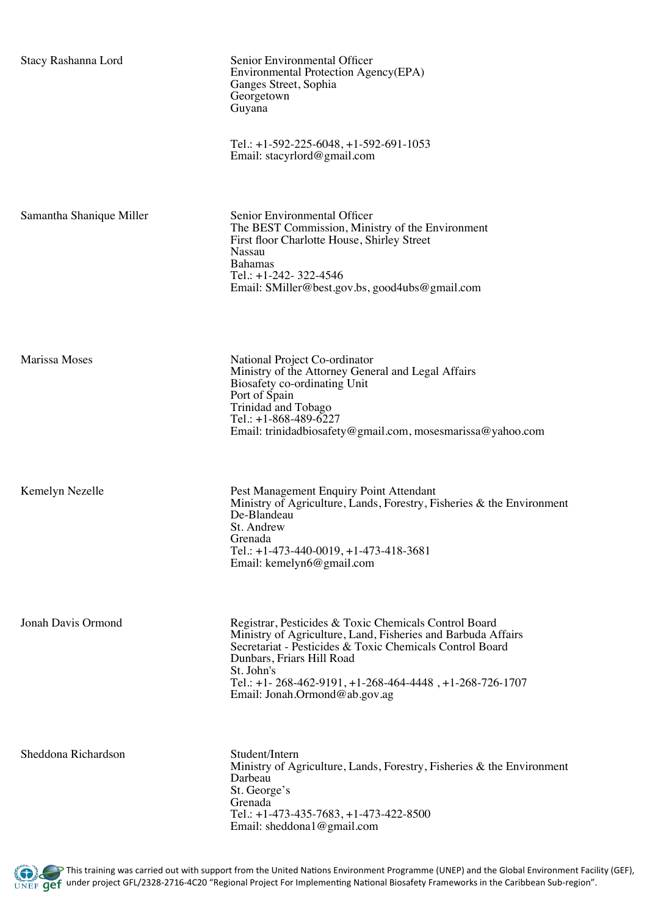| | |
|---|---|
| Stacy Rashanna Lord | Senior Environmental Officer<br>Environmental Protection Agency(EPA)<br>Ganges Street, Sophia<br>Georgetown<br>Guyana<br><br>Tel.: +1-592-225-6048, +1-592-691-1053<br>Email: stacyrlord@gmail.com |
| Samantha Shanique Miller | Senior Environmental Officer<br>The BEST Commission, Ministry of the Environment<br>First floor Charlotte House, Shirley Street<br>Nassau<br>Bahamas<br>Tel.: +1-242- 322-4546<br>Email: SMiller@best.gov.bs, good4ubs@gmail.com |
| Marissa Moses | National Project Co-ordinator<br>Ministry of the Attorney General and Legal Affairs<br>Biosafety co-ordinating Unit<br>Port of Spain<br>Trinidad and Tobago<br>Tel.: +1-868-489-6227<br>Email: trinidadbiosafety@gmail.com, mosesmarissa@yahoo.com |
| Kemelyn Nezelle | Pest Management Enquiry Point Attendant<br>Ministry of Agriculture, Lands, Forestry, Fisheries & the Environment<br>De-Blandeau<br>St. Andrew<br>Grenada<br>Tel.: +1-473-440-0019, +1-473-418-3681<br>Email: kemelyn6@gmail.com |
| Jonah Davis Ormond | Registrar, Pesticides & Toxic Chemicals Control Board<br>Ministry of Agriculture, Land, Fisheries and Barbuda Affairs<br>Secretariat - Pesticides & Toxic Chemicals Control Board<br>Dunbars, Friars Hill Road<br>St. John's<br>Tel.: +1- 268-462-9191, +1-268-464-4448 , +1-268-726-1707<br>Email: Jonah.Ormond@ab.gov.ag |
| Sheddona Richardson | Student/Intern<br>Ministry of Agriculture, Lands, Forestry, Fisheries & the Environment<br>Darbeau<br>St. George's<br>Grenada<br>Tel.: +1-473-435-7683, +1-473-422-8500<br>Email: sheddona1@gmail.com |

This training was carried out with support from the United Nations Environment Programme (UNEP) and the Global Environment Facility (GEF), under project GFL/2328-2716-4C20 "Regional Project For Implementing National Biosafety Frameworks in the Caribbean Sub-region".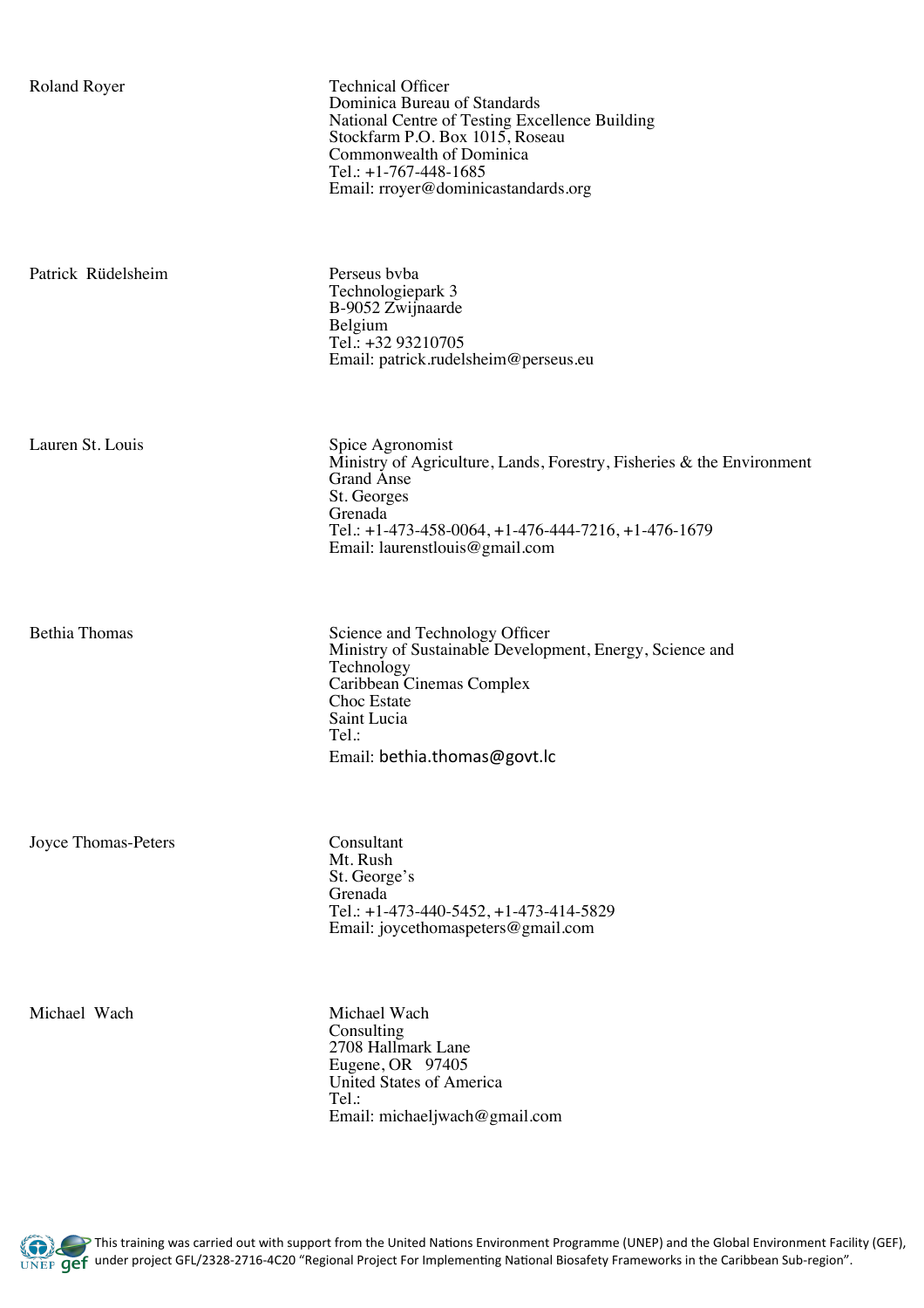| | |
|---|---|
| Roland Royer | Technical Officer<br>Dominica Bureau of Standards<br>National Centre of Testing Excellence Building<br>Stockfarm P.O. Box 1015, Roseau<br>Commonwealth of Dominica<br>Tel.: +1-767-448-1685<br>Email: rroyer@dominicastandards.org |
| Patrick Rüdelsheim | Perseus bvba<br>Technologiepark 3<br>B-9052 Zwijnaarde<br>Belgium<br>Tel.: +32 93210705<br>Email: patrick.rudelsheim@perseus.eu |
| Lauren St. Louis | Spice Agronomist<br>Ministry of Agriculture, Lands, Forestry, Fisheries & the Environment<br>Grand Anse<br>St. Georges<br>Grenada<br>Tel.: +1-473-458-0064, +1-476-444-7216, +1-476-1679<br>Email: laurenstlouis@gmail.com |
| Bethia Thomas | Science and Technology Officer<br>Ministry of Sustainable Development, Energy, Science and Technology<br>Caribbean Cinemas Complex<br>Choc Estate<br>Saint Lucia<br>Tel.:<br>Email: bethia.thomas@govt.lc |
| Joyce Thomas-Peters | Consultant<br>Mt. Rush<br>St. George's<br>Grenada<br>Tel.: +1-473-440-5452, +1-473-414-5829<br>Email: joycethomaspeters@gmail.com |
| Michael Wach | Michael Wach<br>Consulting<br>2708 Hallmark Lane<br>Eugene, OR 97405<br>United States of America<br>Tel.:<br>Email: michaeljwach@gmail.com |

This training was carried out with support from the United Nations Environment Programme (UNEP) and the Global Environment Facility (GEF), under project GFL/2328-2716-4C20 "Regional Project For Implementing National Biosafety Frameworks in the Caribbean Sub-region".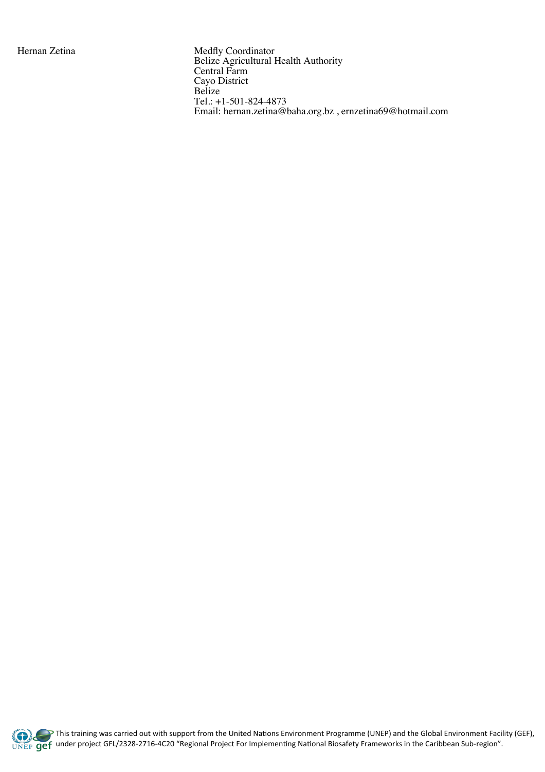| | |
|---|---|
| Hernan Zetina | Medfly Coordinator<br>Belize Agricultural Health Authority<br>Central Farm<br>Cayo District<br>Belize<br>Tel.: +1-501-824-4873<br>Email: hernan.zetina@baha.org.bz , ernzetina69@hotmail.com |

This training was carried out with support from the United Nations Environment Programme (UNEP) and the Global Environment Facility (GEF), under project GFL/2328-2716-4C20 "Regional Project For Implementing National Biosafety Frameworks in the Caribbean Sub-region".